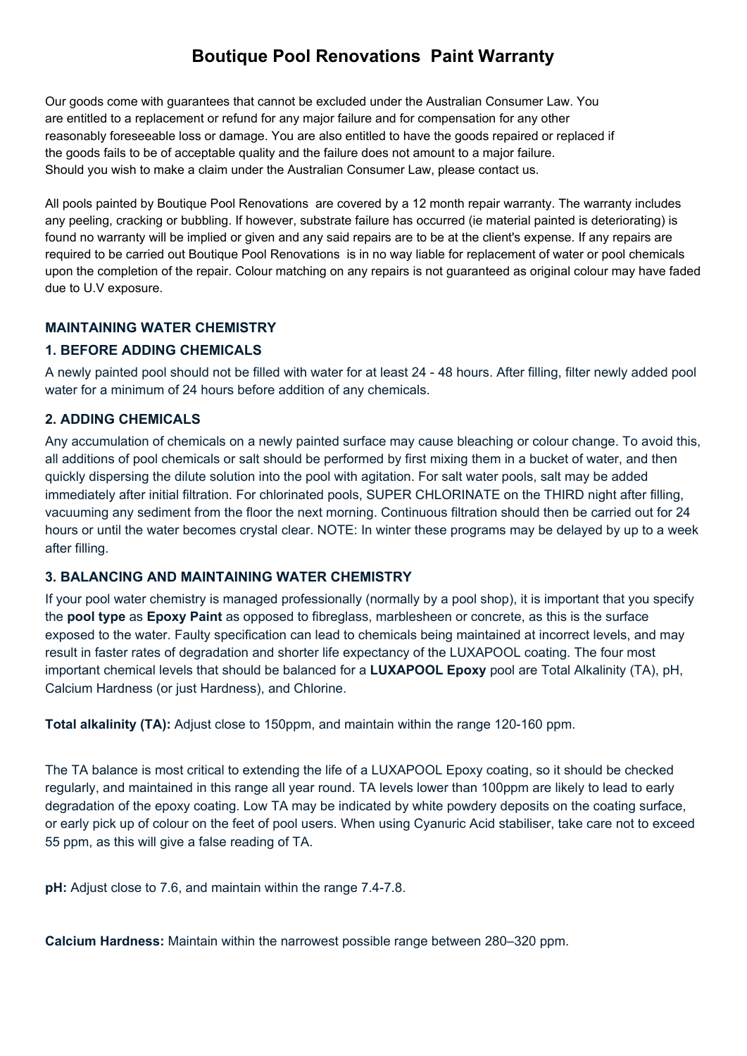# Boutique Pool Renovations Paint Warranty

Our goods come with guarantees that cannot be excluded under the Australian Consumer Law. You are entitled to a replacement or refund for any major failure and for compensation for any other reasonably foreseeable loss or damage. You are also entitled to have the goods repaired or replaced if the goods fails to be of acceptable quality and the failure does not amount to a major failure. Should you wish to make a claim under the Australian Consumer Law, please contact us.

All pools painted by Boutique Pool Renovations are covered by a 12 month repair warranty. The warranty includes any peeling, cracking or bubbling. If however, substrate failure has occurred (ie material painted is deteriorating) is found no warranty will be implied or given and any said repairs are to be at the client's expense. If any repairs are required to be carried out Boutique Pool Renovations is in no way liable for replacement of water or pool chemicals upon the completion of the repair. Colour matching on any repairs is not guaranteed as original colour may have faded due to U.V exposure.

## MAINTAINING WATER CHEMISTRY

### 1. BEFORE ADDING CHEMICALS

A newly painted pool should not be filled with water for at least 24 - 48 hours. After filling, filter newly added pool water for a minimum of 24 hours before addition of any chemicals.

### 2. ADDING CHEMICALS

Any accumulation of chemicals on a newly painted surface may cause bleaching or colour change. To avoid this, all additions of pool chemicals or salt should be performed by first mixing them in a bucket of water, and then quickly dispersing the dilute solution into the pool with agitation. For salt water pools, salt may be added immediately after initial filtration. For chlorinated pools, SUPER CHLORINATE on the THIRD night after filling, vacuuming any sediment from the floor the next morning. Continuous filtration should then be carried out for 24 hours or until the water becomes crystal clear. NOTE: In winter these programs may be delayed by up to a week after filling.

### 3. BALANCING AND MAINTAINING WATER CHEMISTRY

If your pool water chemistry is managed professionally (normally by a pool shop), it is important that you specify the **pool type** as **Epoxy Paint** as opposed to fibreglass, marblesheen or concrete, as this is the surface exposed to the water. Faulty specification can lead to chemicals being maintained at incorrect levels, and may result in faster rates of degradation and shorter life expectancy of the LUXAPOOL coating. The four most important chemical levels that should be balanced for a **LUXAPOOL Epoxy** pool are Total Alkalinity (TA), pH, Calcium Hardness (or just Hardness), and Chlorine.

**Total alkalinity (TA):** Adjust close to 150ppm, and maintain within the range 120-160 ppm.

The TA balance is most critical to extending the life of a LUXAPOOL Epoxy coating, so it should be checked regularly, and maintained in this range all year round. TA levels lower than 100ppm are likely to lead to early degradation of the epoxy coating. Low TA may be indicated by white powdery deposits on the coating surface, or early pick up of colour on the feet of pool users. When using Cyanuric Acid stabiliser, take care not to exceed 55 ppm, as this will give a false reading of TA.

**pH:** Adjust close to 7.6, and maintain within the range 7.4-7.8.

**Calcium Hardness:** Maintain within the narrowest possible range between 280–320 ppm.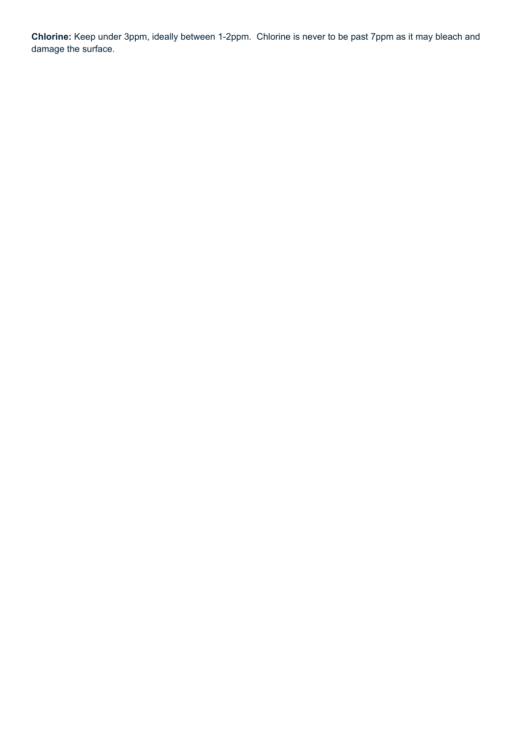**Chlorine:** Keep under 3ppm, ideally between 1-2ppm.  Chlorine is never to be past 7ppm as it may bleach and damage the surface.